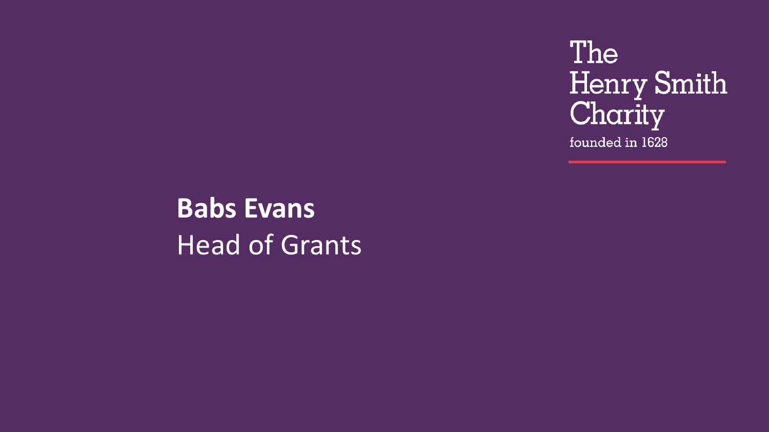The Henry Smith Charity

founded in 1628

**Babs Evans**

Head of Grants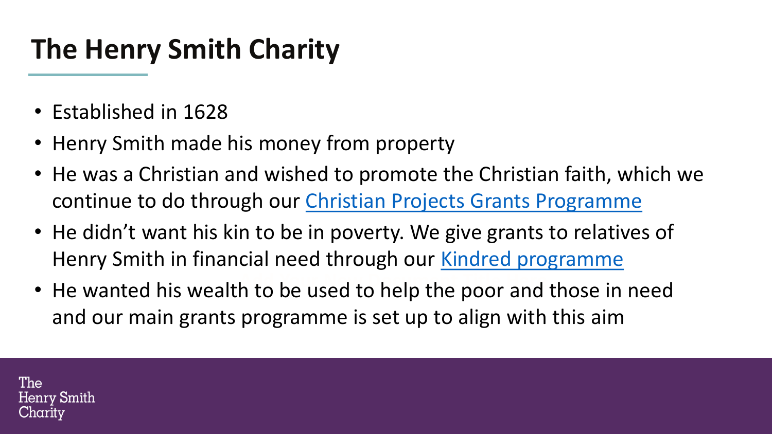# The Henry Smith Charity

- Established in 1628
- Henry Smith made his money from property
- He was a Christian and wished to promote the Christian faith, which we continue to do through our Christian Projects Grants Programme
- He didn't want his kin to be in poverty. We give grants to relatives of Henry Smith in financial need through our Kindred programme
- He wanted his wealth to be used to help the poor and those in need and our main grants programme is set up to align with this aim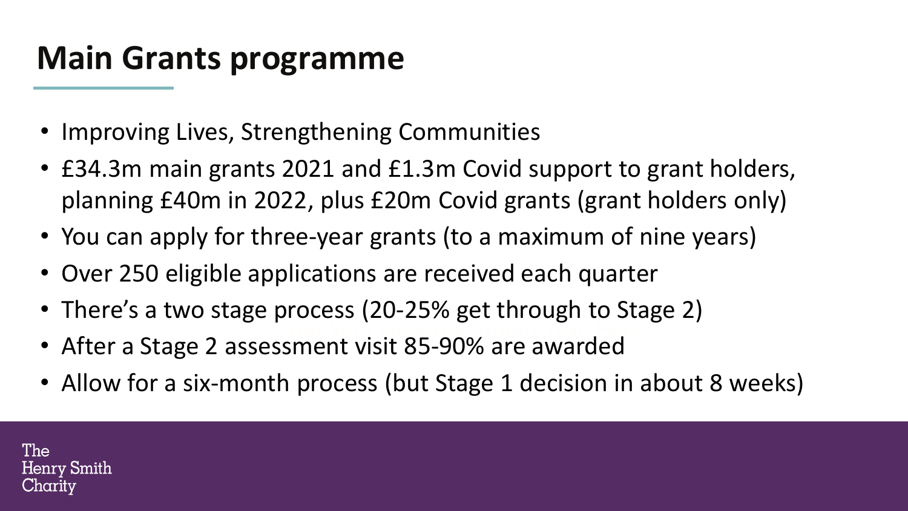# Main Grants programme

- Improving Lives, Strengthening Communities
- £34.3m main grants 2021 and £1.3m Covid support to grant holders, planning £40m in 2022, plus £20m Covid grants (grant holders only)
- You can apply for three-year grants (to a maximum of nine years)
- Over 250 eligible applications are received each quarter
- There's a two stage process (20-25% get through to Stage 2)
- After a Stage 2 assessment visit 85-90% are awarded
- Allow for a six-month process (but Stage 1 decision in about 8 weeks)

The Henry Smith Charity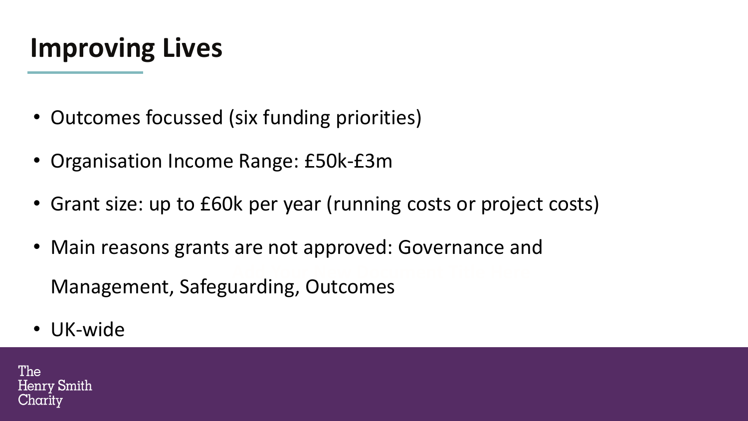# Improving Lives

- Outcomes focussed (six funding priorities)
- Organisation Income Range: £50k-£3m
- Grant size: up to £60k per year (running costs or project costs)
- Main reasons grants are not approved: Governance and Management, Safeguarding, Outcomes
- UK-wide

The Henry Smith Charity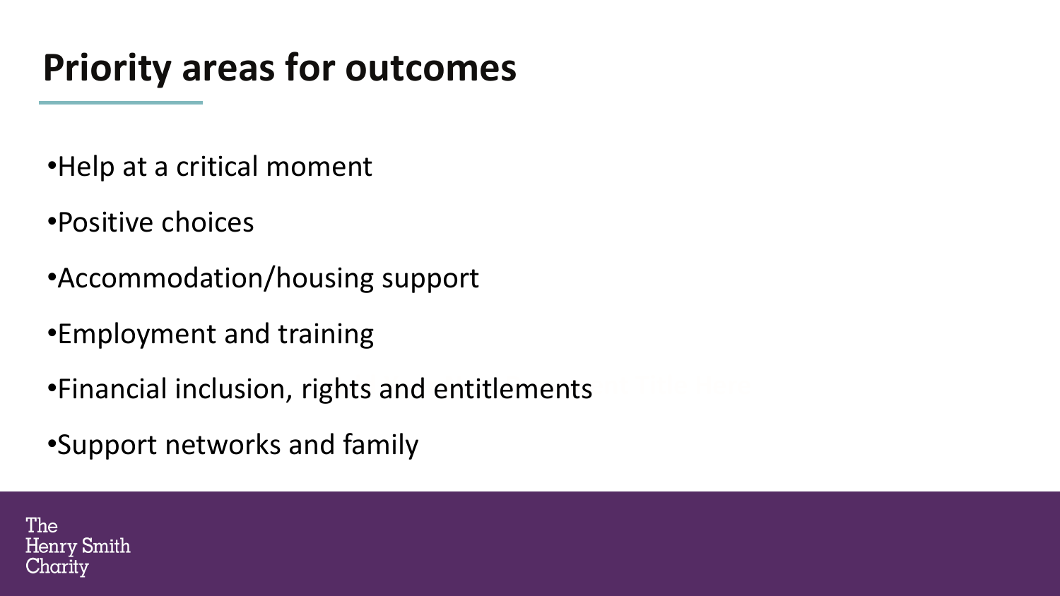# Priority areas for outcomes

- Help at a critical moment
- Positive choices
- Accommodation/housing support
- Employment and training
- Financial inclusion, rights and entitlements
- Support networks and family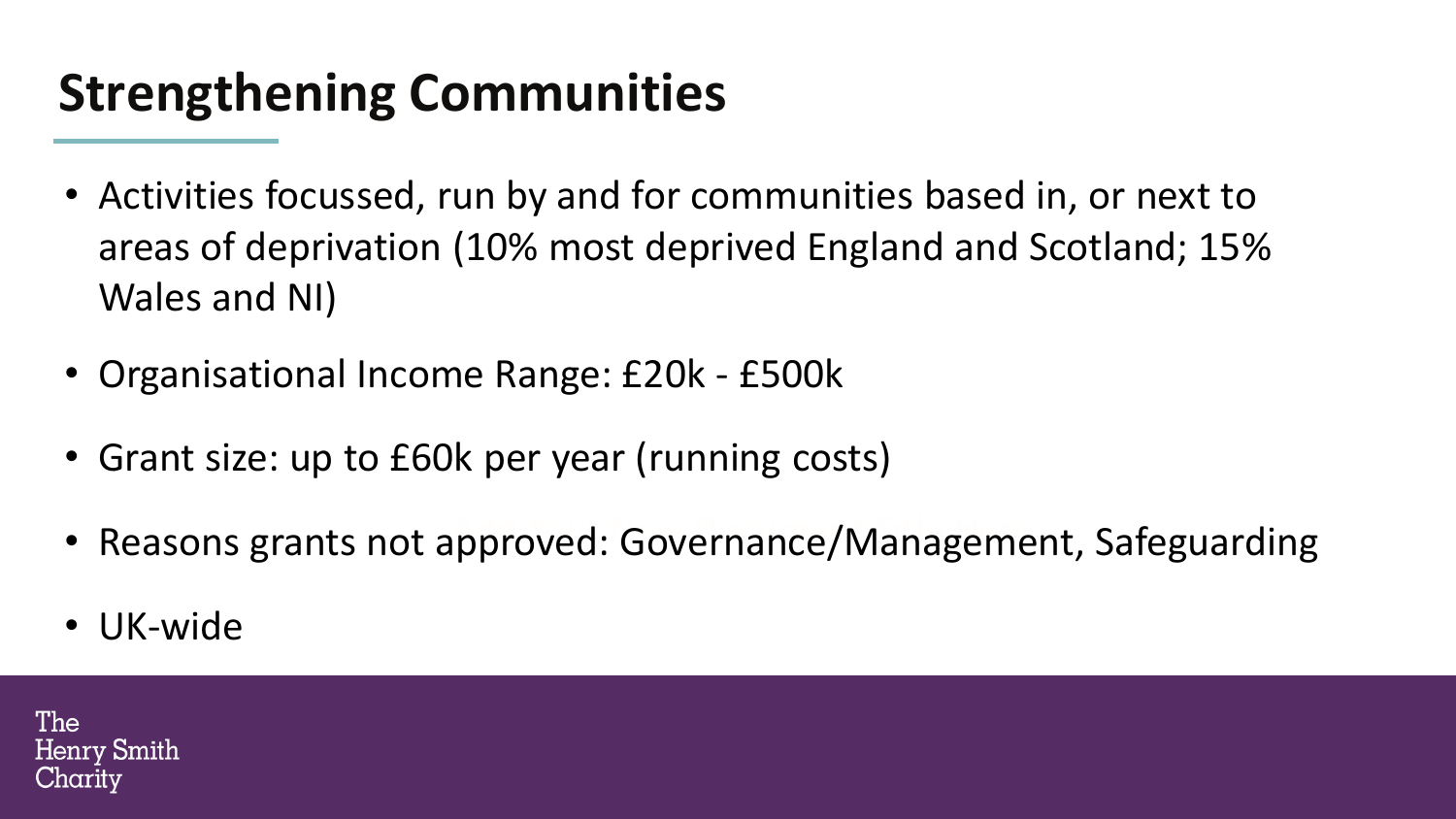# Strengthening Communities

- Activities focussed, run by and for communities based in, or next to areas of deprivation (10% most deprived England and Scotland; 15% Wales and NI)
- Organisational Income Range: £20k - £500k
- Grant size: up to £60k per year (running costs)
- Reasons grants not approved: Governance/Management, Safeguarding
- UK-wide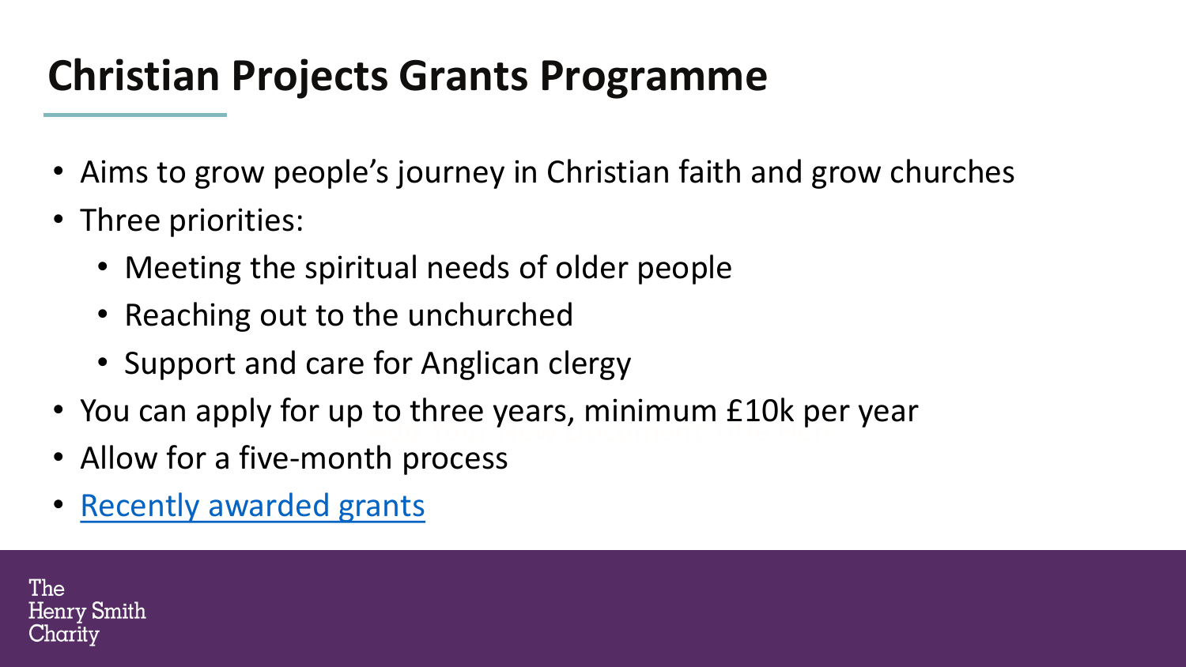# Christian Projects Grants Programme

- Aims to grow people's journey in Christian faith and grow churches
- Three priorities:
  - Meeting the spiritual needs of older people
  - Reaching out to the unchurched
  - Support and care for Anglican clergy
- You can apply for up to three years, minimum £10k per year
- Allow for a five-month process
- Recently awarded grants

The Henry Smith Charity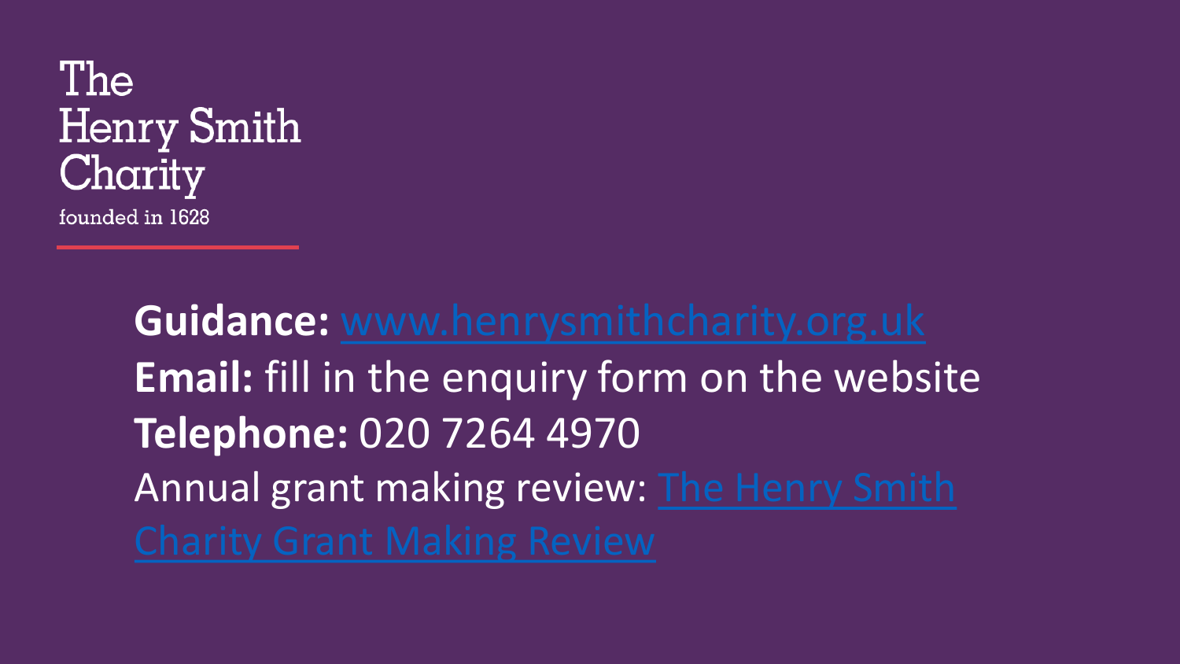The Henry Smith Charity

founded in 1628

**Guidance:** www.henrysmithcharity.org.uk

**Email:** fill in the enquiry form on the website

**Telephone:** 020 7264 4970

Annual grant making review: The Henry Smith Charity Grant Making Review